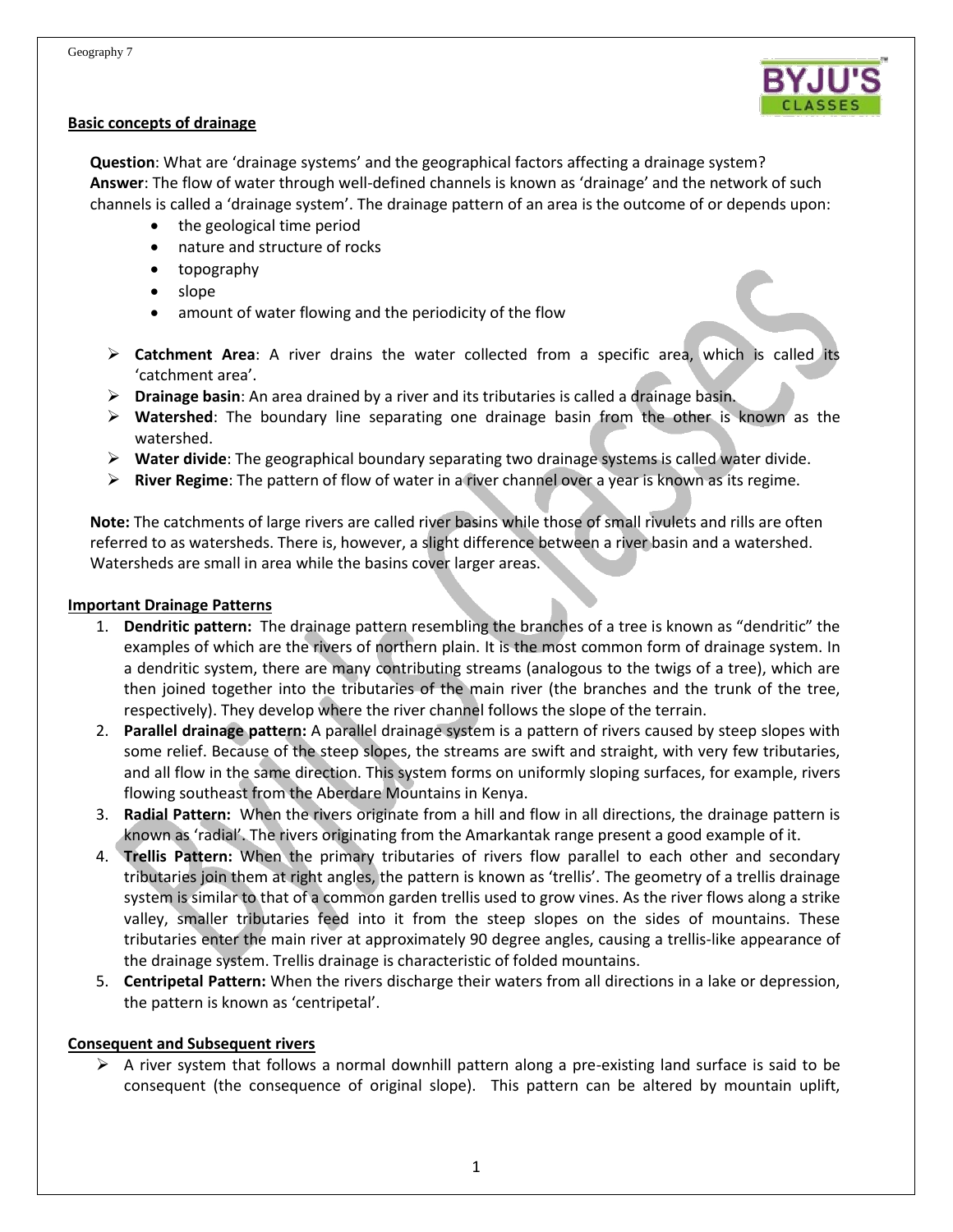## Basic concepts of drainage

**Question**: What are 'drainage systems' and the geographical factors affecting a drainage system?
**Answer**: The flow of water through well-defined channels is known as 'drainage' and the network of such channels is called a 'drainage system'. The drainage pattern of an area is the outcome of or depends upon:

- the geological time period
- nature and structure of rocks
- topography
- slope
- amount of water flowing and the periodicity of the flow

- **Catchment Area**: A river drains the water collected from a specific area, which is called its 'catchment area'.
- **Drainage basin**: An area drained by a river and its tributaries is called a drainage basin.
- **Watershed**: The boundary line separating one drainage basin from the other is known as the watershed.
- **Water divide**: The geographical boundary separating two drainage systems is called water divide.
- **River Regime**: The pattern of flow of water in a river channel over a year is known as its regime.

**Note:** The catchments of large rivers are called river basins while those of small rivulets and rills are often referred to as watersheds. There is, however, a slight difference between a river basin and a watershed. Watersheds are small in area while the basins cover larger areas.

## Important Drainage Patterns

1. **Dendritic pattern:** The drainage pattern resembling the branches of a tree is known as "dendritic" the examples of which are the rivers of northern plain. It is the most common form of drainage system. In a dendritic system, there are many contributing streams (analogous to the twigs of a tree), which are then joined together into the tributaries of the main river (the branches and the trunk of the tree, respectively). They develop where the river channel follows the slope of the terrain.
2. **Parallel drainage pattern:** A parallel drainage system is a pattern of rivers caused by steep slopes with some relief. Because of the steep slopes, the streams are swift and straight, with very few tributaries, and all flow in the same direction. This system forms on uniformly sloping surfaces, for example, rivers flowing southeast from the Aberdare Mountains in Kenya.
3. **Radial Pattern:** When the rivers originate from a hill and flow in all directions, the drainage pattern is known as 'radial'. The rivers originating from the Amarkantak range present a good example of it.
4. **Trellis Pattern:** When the primary tributaries of rivers flow parallel to each other and secondary tributaries join them at right angles, the pattern is known as 'trellis'. The geometry of a trellis drainage system is similar to that of a common garden trellis used to grow vines. As the river flows along a strike valley, smaller tributaries feed into it from the steep slopes on the sides of mountains. These tributaries enter the main river at approximately 90 degree angles, causing a trellis-like appearance of the drainage system. Trellis drainage is characteristic of folded mountains.
5. **Centripetal Pattern:** When the rivers discharge their waters from all directions in a lake or depression, the pattern is known as 'centripetal'.

## Consequent and Subsequent rivers

- A river system that follows a normal downhill pattern along a pre-existing land surface is said to be consequent (the consequence of original slope). This pattern can be altered by mountain uplift,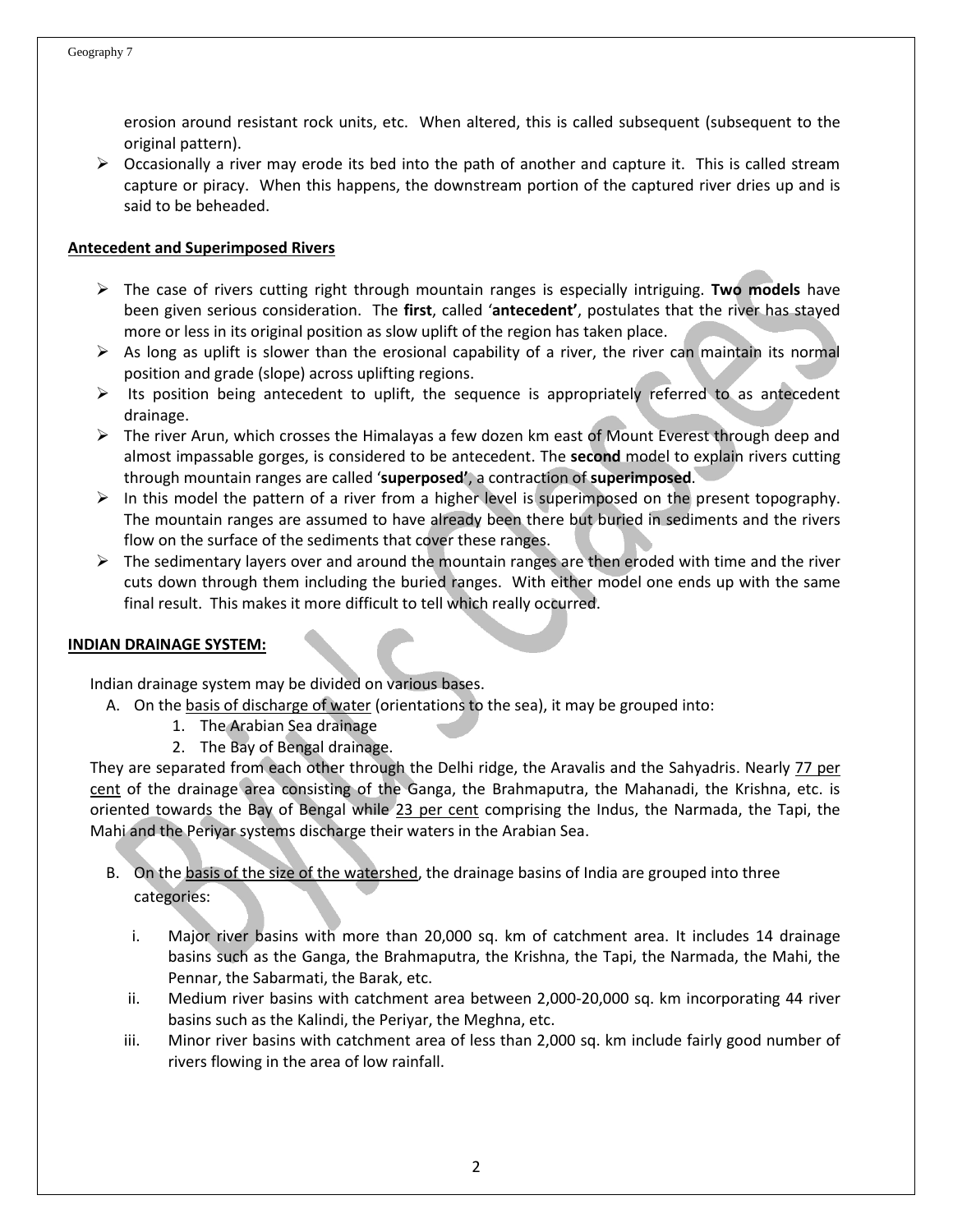erosion around resistant rock units, etc. When altered, this is called subsequent (subsequent to the original pattern).

- Occasionally a river may erode its bed into the path of another and capture it. This is called stream capture or piracy. When this happens, the downstream portion of the captured river dries up and is said to be beheaded.

## Antecedent and Superimposed Rivers

- The case of rivers cutting right through mountain ranges is especially intriguing. **Two models** have been given serious consideration. The **first**, called '**antecedent'**, postulates that the river has stayed more or less in its original position as slow uplift of the region has taken place.
- As long as uplift is slower than the erosional capability of a river, the river can maintain its normal position and grade (slope) across uplifting regions.
- Its position being antecedent to uplift, the sequence is appropriately referred to as antecedent drainage.
- The river Arun, which crosses the Himalayas a few dozen km east of Mount Everest through deep and almost impassable gorges, is considered to be antecedent. The **second** model to explain rivers cutting through mountain ranges are called '**superposed'**, a contraction of **superimposed**.
- In this model the pattern of a river from a higher level is superimposed on the present topography. The mountain ranges are assumed to have already been there but buried in sediments and the rivers flow on the surface of the sediments that cover these ranges.
- The sedimentary layers over and around the mountain ranges are then eroded with time and the river cuts down through them including the buried ranges. With either model one ends up with the same final result. This makes it more difficult to tell which really occurred.

## INDIAN DRAINAGE SYSTEM:

Indian drainage system may be divided on various bases.

A. On the basis of discharge of water (orientations to the sea), it may be grouped into:
   1. The Arabian Sea drainage
   2. The Bay of Bengal drainage.

They are separated from each other through the Delhi ridge, the Aravalis and the Sahyadris. Nearly 77 per cent of the drainage area consisting of the Ganga, the Brahmaputra, the Mahanadi, the Krishna, etc. is oriented towards the Bay of Bengal while 23 per cent comprising the Indus, the Narmada, the Tapi, the Mahi and the Periyar systems discharge their waters in the Arabian Sea.

B. On the basis of the size of the watershed, the drainage basins of India are grouped into three categories:

   i. Major river basins with more than 20,000 sq. km of catchment area. It includes 14 drainage basins such as the Ganga, the Brahmaputra, the Krishna, the Tapi, the Narmada, the Mahi, the Pennar, the Sabarmati, the Barak, etc.
   ii. Medium river basins with catchment area between 2,000-20,000 sq. km incorporating 44 river basins such as the Kalindi, the Periyar, the Meghna, etc.
   iii. Minor river basins with catchment area of less than 2,000 sq. km include fairly good number of rivers flowing in the area of low rainfall.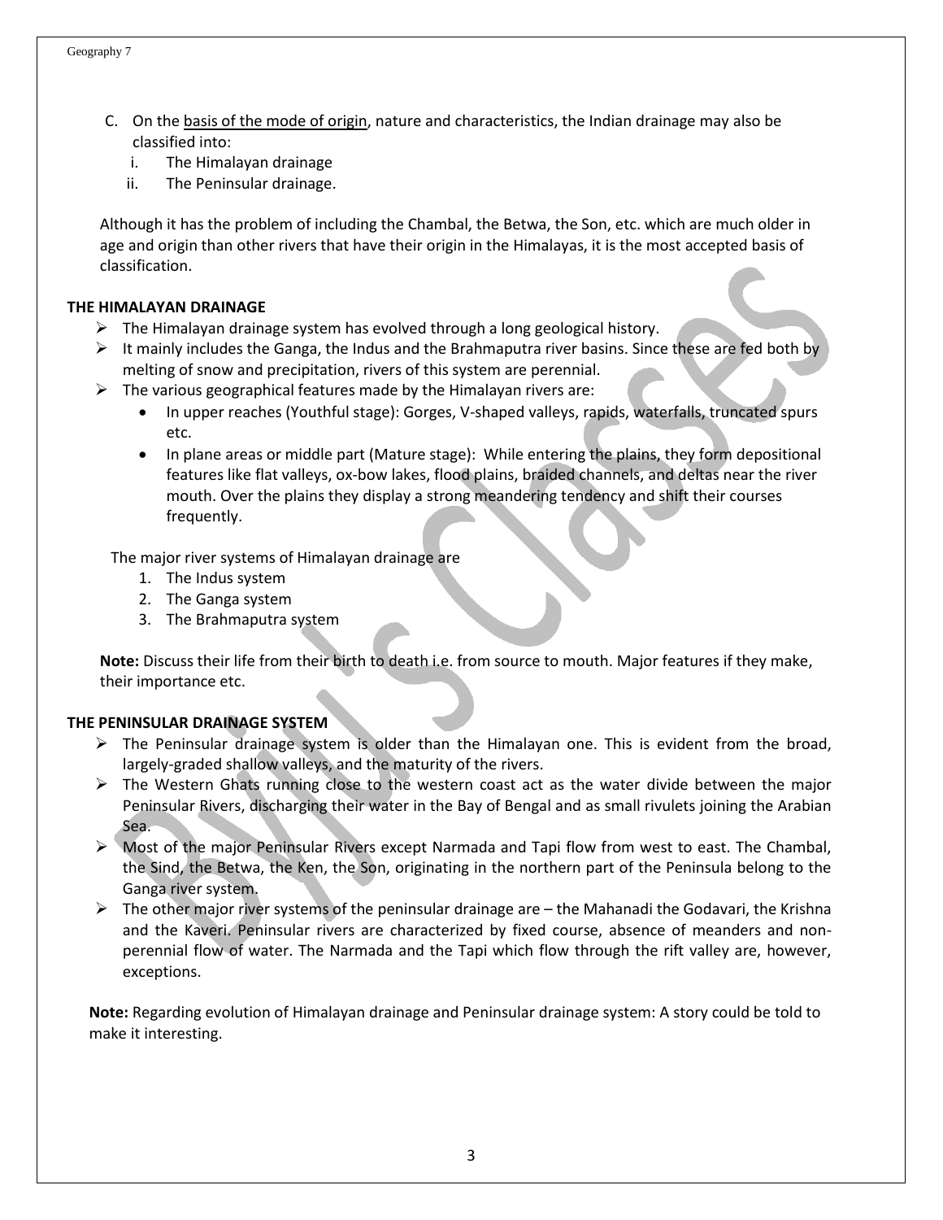C. On the <u>basis of the mode of origin</u>, nature and characteristics, the Indian drainage may also be classified into:
   i. The Himalayan drainage
   ii. The Peninsular drainage.

Although it has the problem of including the Chambal, the Betwa, the Son, etc. which are much older in age and origin than other rivers that have their origin in the Himalayas, it is the most accepted basis of classification.

**THE HIMALAYAN DRAINAGE**

- The Himalayan drainage system has evolved through a long geological history.
- It mainly includes the Ganga, the Indus and the Brahmaputra river basins. Since these are fed both by melting of snow and precipitation, rivers of this system are perennial.
- The various geographical features made by the Himalayan rivers are:
  - In upper reaches (Youthful stage): Gorges, V-shaped valleys, rapids, waterfalls, truncated spurs etc.
  - In plane areas or middle part (Mature stage): While entering the plains, they form depositional features like flat valleys, ox-bow lakes, flood plains, braided channels, and deltas near the river mouth. Over the plains they display a strong meandering tendency and shift their courses frequently.

The major river systems of Himalayan drainage are

1. The Indus system
2. The Ganga system
3. The Brahmaputra system

**Note:** Discuss their life from their birth to death i.e. from source to mouth. Major features if they make, their importance etc.

**THE PENINSULAR DRAINAGE SYSTEM**

- The Peninsular drainage system is older than the Himalayan one. This is evident from the broad, largely-graded shallow valleys, and the maturity of the rivers.
- The Western Ghats running close to the western coast act as the water divide between the major Peninsular Rivers, discharging their water in the Bay of Bengal and as small rivulets joining the Arabian Sea.
- Most of the major Peninsular Rivers except Narmada and Tapi flow from west to east. The Chambal, the Sind, the Betwa, the Ken, the Son, originating in the northern part of the Peninsula belong to the Ganga river system.
- The other major river systems of the peninsular drainage are – the Mahanadi the Godavari, the Krishna and the Kaveri. Peninsular rivers are characterized by fixed course, absence of meanders and non-perennial flow of water. The Narmada and the Tapi which flow through the rift valley are, however, exceptions.

**Note:** Regarding evolution of Himalayan drainage and Peninsular drainage system: A story could be told to make it interesting.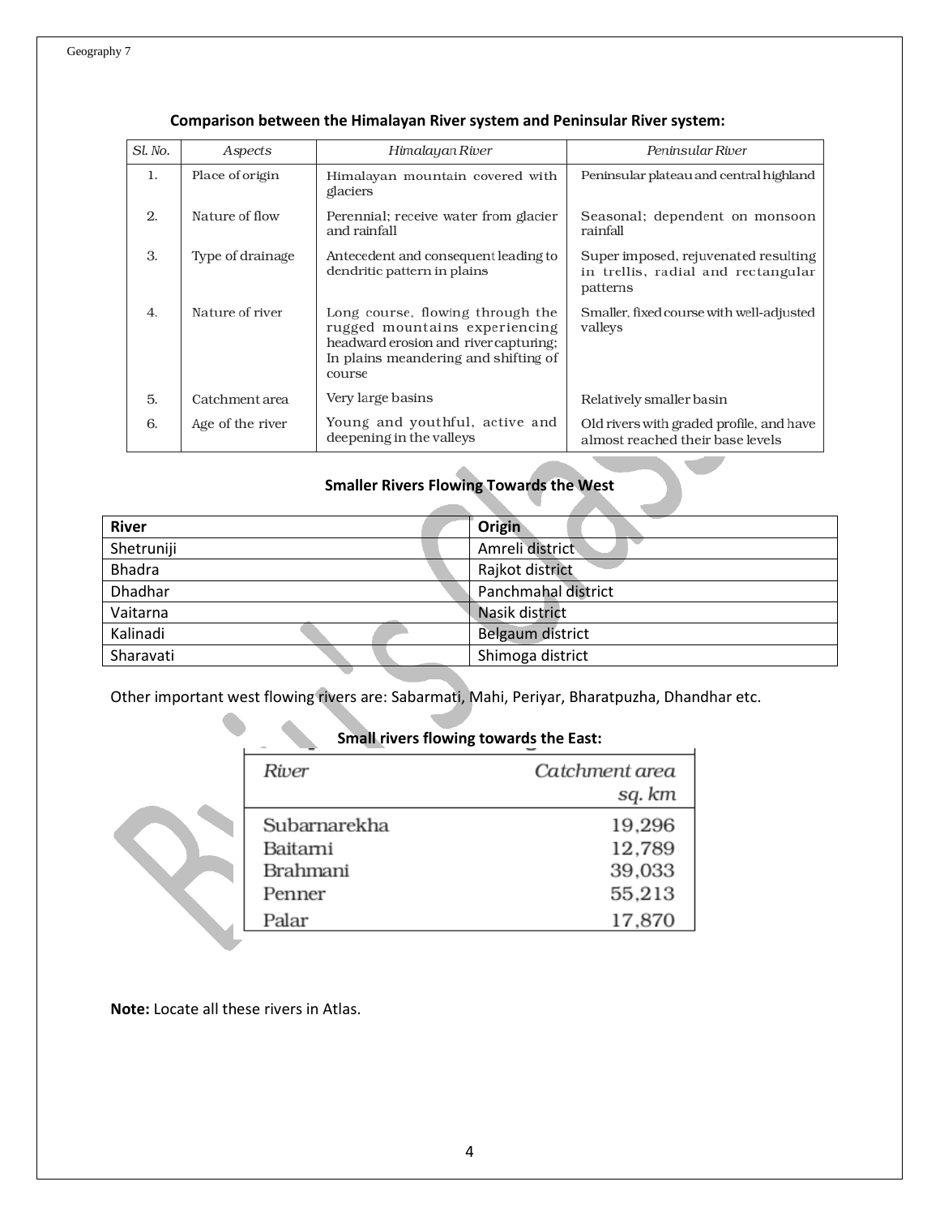**Comparison between the Himalayan River system and Peninsular River system:**

| Sl. No. | Aspects | Himalayan River | Peninsular River |
|---|---|---|---|
| 1. | Place of origin | Himalayan mountain covered with glaciers | Peninsular plateau and central highland |
| 2. | Nature of flow | Perennial; receive water from glacier and rainfall | Seasonal; dependent on monsoon rainfall |
| 3. | Type of drainage | Antecedent and consequent leading to dendritic pattern in plains | Super imposed, rejuvenated resulting in trellis, radial and rectangular patterns |
| 4. | Nature of river | Long course, flowing through the rugged mountains experiencing headward erosion and river capturing; In plains meandering and shifting of course | Smaller, fixed course with well-adjusted valleys |
| 5. | Catchment area | Very large basins | Relatively smaller basin |
| 6. | Age of the river | Young and youthful, active and deepening in the valleys | Old rivers with graded profile, and have almost reached their base levels |

**Smaller Rivers Flowing Towards the West**

| River | Origin |
|---|---|
| Shetruniji | Amreli district |
| Bhadra | Rajkot district |
| Dhadhar | Panchmahal district |
| Vaitarna | Nasik district |
| Kalinadi | Belgaum district |
| Sharavati | Shimoga district |

Other important west flowing rivers are: Sabarmati, Mahi, Periyar, Bharatpuzha, Dhandhar etc.

**Small rivers flowing towards the East:**

| River | Catchment area sq. km |
|---|---|
| Subarnarekha | 19,296 |
| Baitarni | 12,789 |
| Brahmani | 39,033 |
| Penner | 55,213 |
| Palar | 17,870 |

**Note:** Locate all these rivers in Atlas.